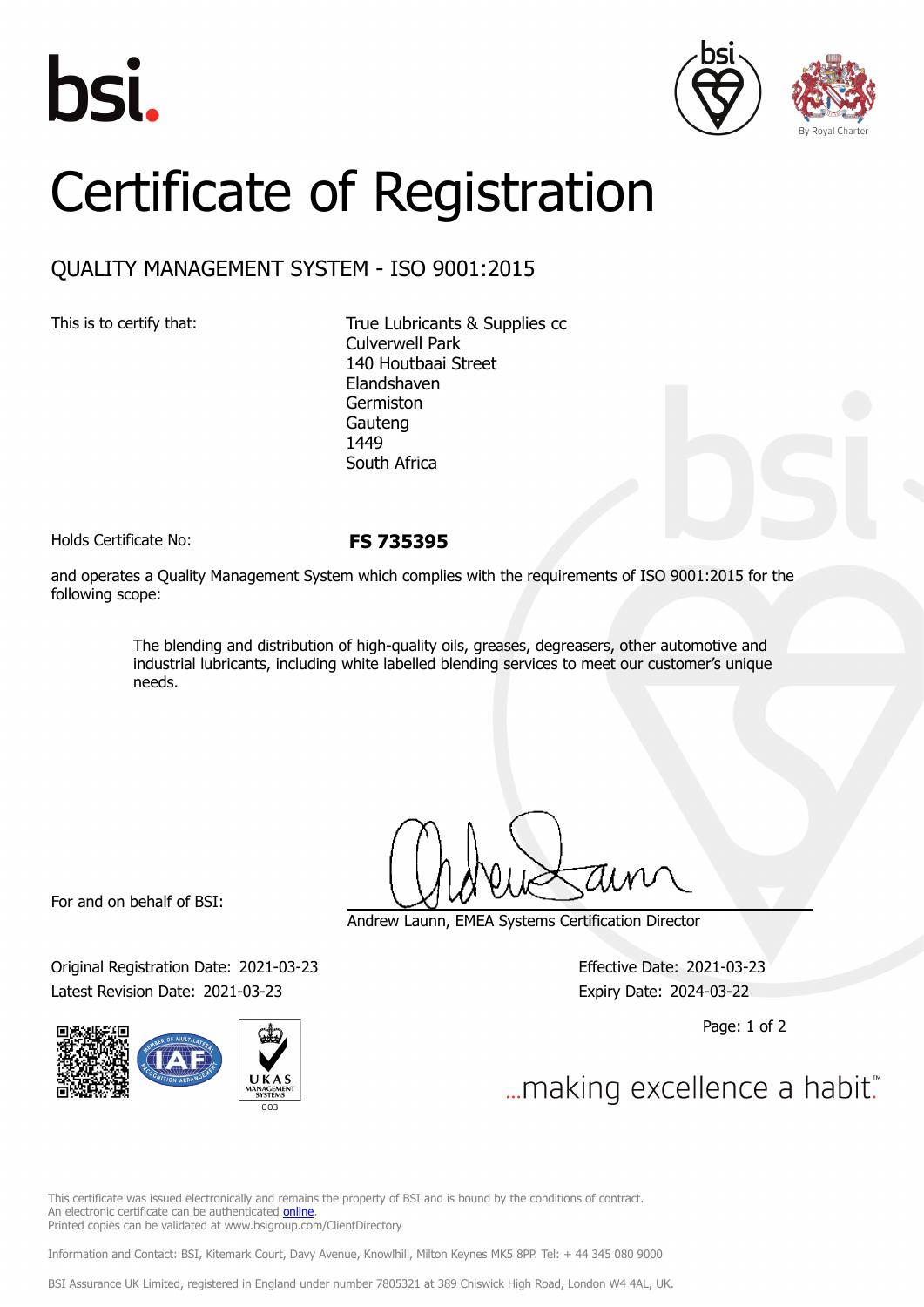bsi.

By Royal Charter

# Certificate of Registration

## QUALITY MANAGEMENT SYSTEM - ISO 9001:2015

This is to certify that:

True Lubricants & Supplies cc
Culverwell Park
140 Houtbaai Street
Elandshaven
Germiston
Gauteng
1449
South Africa

Holds Certificate No: **FS 735395**

and operates a Quality Management System which complies with the requirements of ISO 9001:2015 for the following scope:

> The blending and distribution of high-quality oils, greases, degreasers, other automotive and industrial lubricants, including white labelled blending services to meet our customer's unique needs.

For and on behalf of BSI:

Andrew Launn, EMEA Systems Certification Director

Original Registration Date: 2021-03-23

Latest Revision Date: 2021-03-23

Effective Date: 2021-03-23

Expiry Date: 2024-03-22

UKAS MANAGEMENT SYSTEMS 003

...making excellence a habit.™

This certificate was issued electronically and remains the property of BSI and is bound by the conditions of contract.
An electronic certificate can be authenticated online.
Printed copies can be validated at www.bsigroup.com/ClientDirectory

Information and Contact: BSI, Kitemark Court, Davy Avenue, Knowlhill, Milton Keynes MK5 8PP. Tel: + 44 345 080 9000

BSI Assurance UK Limited, registered in England under number 7805321 at 389 Chiswick High Road, London W4 4AL, UK.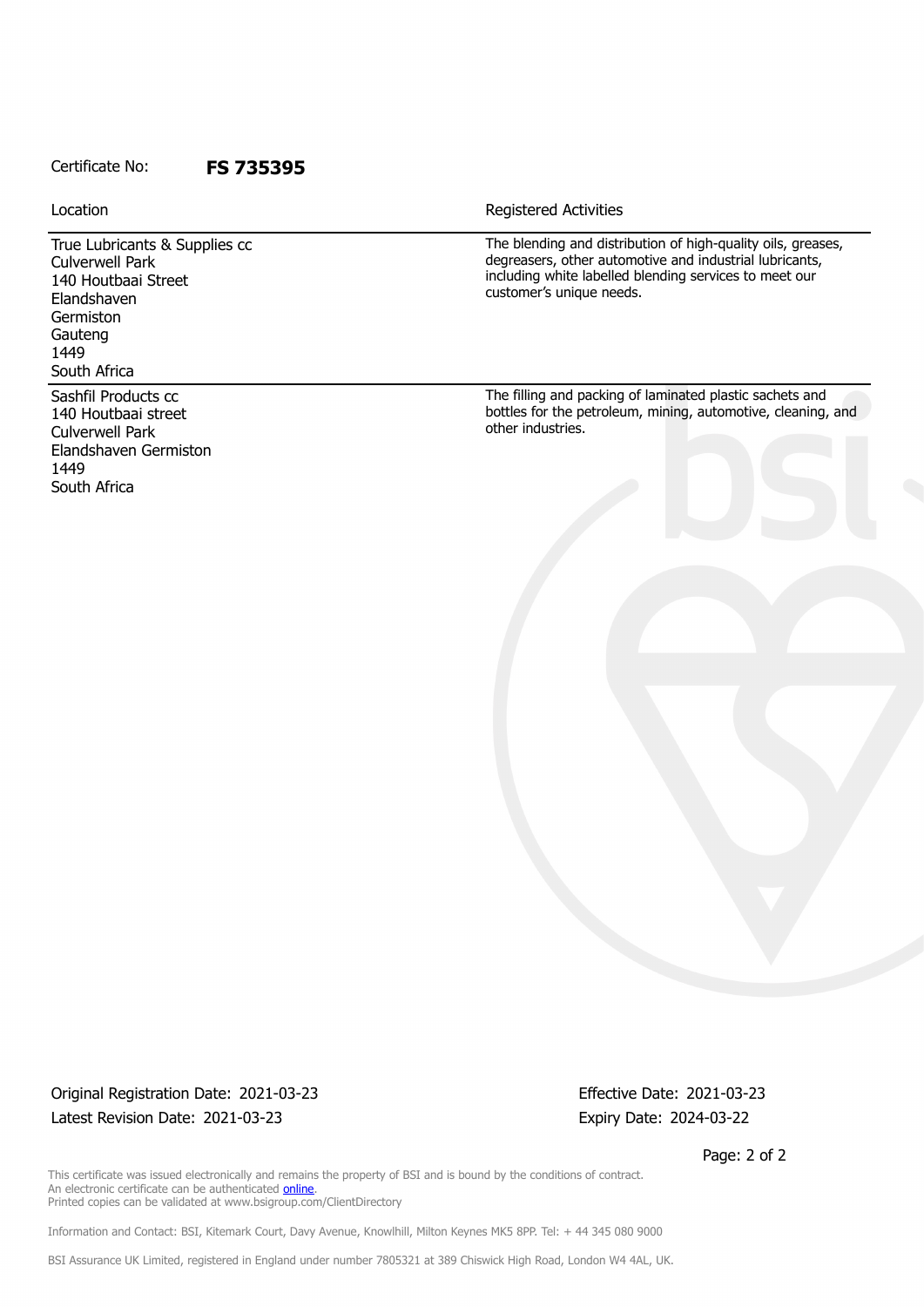Certificate No: **FS 735395**

| Location | Registered Activities |
| --- | --- |
| True Lubricants & Supplies cc<br>Culverwell Park<br>140 Houtbaai Street<br>Elandshaven<br>Germiston<br>Gauteng<br>1449<br>South Africa | The blending and distribution of high-quality oils, greases, degreasers, other automotive and industrial lubricants, including white labelled blending services to meet our customer's unique needs. |
| Sashfil Products cc<br>140 Houtbaai street<br>Culverwell Park<br>Elandshaven Germiston<br>1449<br>South Africa | The filling and packing of laminated plastic sachets and bottles for the petroleum, mining, automotive, cleaning, and other industries. |

Original Registration Date: 2021-03-23
Latest Revision Date: 2021-03-23

Effective Date: 2021-03-23
Expiry Date: 2024-03-22

This certificate was issued electronically and remains the property of BSI and is bound by the conditions of contract.
An electronic certificate can be authenticated online.
Printed copies can be validated at www.bsigroup.com/ClientDirectory

Information and Contact: BSI, Kitemark Court, Davy Avenue, Knowlhill, Milton Keynes MK5 8PP. Tel: + 44 345 080 9000

BSI Assurance UK Limited, registered in England under number 7805321 at 389 Chiswick High Road, London W4 4AL, UK.